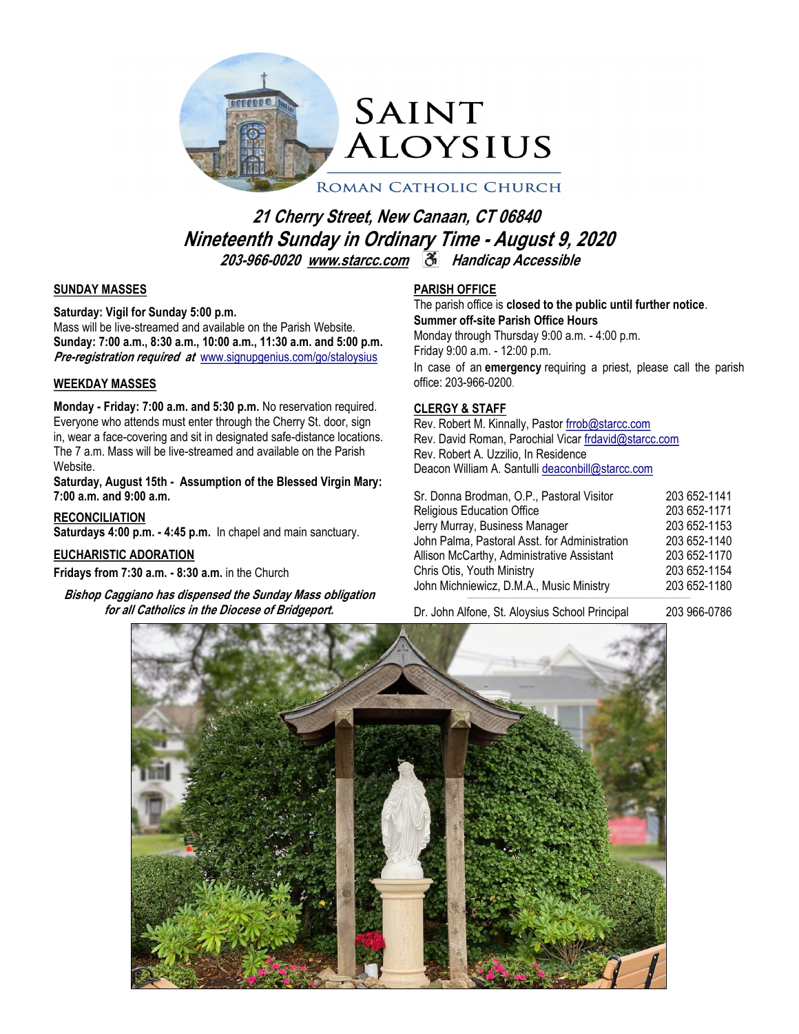# Saint Aloysius

Roman Catholic Church

## *21 Cherry Street, New Canaan, CT 06840*
## *Nineteenth Sunday in Ordinary Time - August 9, 2020*
***203-966-0020 www.starcc.com Handicap Accessible***

### SUNDAY MASSES

**Saturday: Vigil for Sunday 5:00 p.m.**
Mass will be live-streamed and available on the Parish Website.
**Sunday: 7:00 a.m., 8:30 a.m., 10:00 a.m., 11:30 a.m. and 5:00 p.m.**
***Pre-registration required at*** www.signupgenius.com/go/staloysius

### WEEKDAY MASSES

**Monday - Friday: 7:00 a.m. and 5:30 p.m.** No reservation required. Everyone who attends must enter through the Cherry St. door, sign in, wear a face-covering and sit in designated safe-distance locations. The 7 a.m. Mass will be live-streamed and available on the Parish Website.
**Saturday, August 15th - Assumption of the Blessed Virgin Mary: 7:00 a.m. and 9:00 a.m.**

### RECONCILIATION

**Saturdays 4:00 p.m. - 4:45 p.m.** In chapel and main sanctuary.

### EUCHARISTIC ADORATION

**Fridays from 7:30 a.m. - 8:30 a.m.** in the Church

***Bishop Caggiano has dispensed the Sunday Mass obligation for all Catholics in the Diocese of Bridgeport.***

### PARISH OFFICE

The parish office is **closed to the public until further notice**.
**Summer off-site Parish Office Hours**
Monday through Thursday 9:00 a.m. - 4:00 p.m.
Friday 9:00 a.m. - 12:00 p.m.
In case of an **emergency** requiring a priest, please call the parish office: 203-966-0200.

### CLERGY & STAFF

Rev. Robert M. Kinnally, Pastor frrob@starcc.com
Rev. David Roman, Parochial Vicar frdavid@starcc.com
Rev. Robert A. Uzzilio, In Residence
Deacon William A. Santulli deaconbill@starcc.com

| | |
|---|---|
| Sr. Donna Brodman, O.P., Pastoral Visitor | 203 652-1141 |
| Religious Education Office | 203 652-1171 |
| Jerry Murray, Business Manager | 203 652-1153 |
| John Palma, Pastoral Asst. for Administration | 203 652-1140 |
| Allison McCarthy, Administrative Assistant | 203 652-1170 |
| Chris Otis, Youth Ministry | 203 652-1154 |
| John Michniewicz, D.M.A., Music Ministry | 203 652-1180 |
| Dr. John Alfone, St. Aloysius School Principal | 203 966-0786 |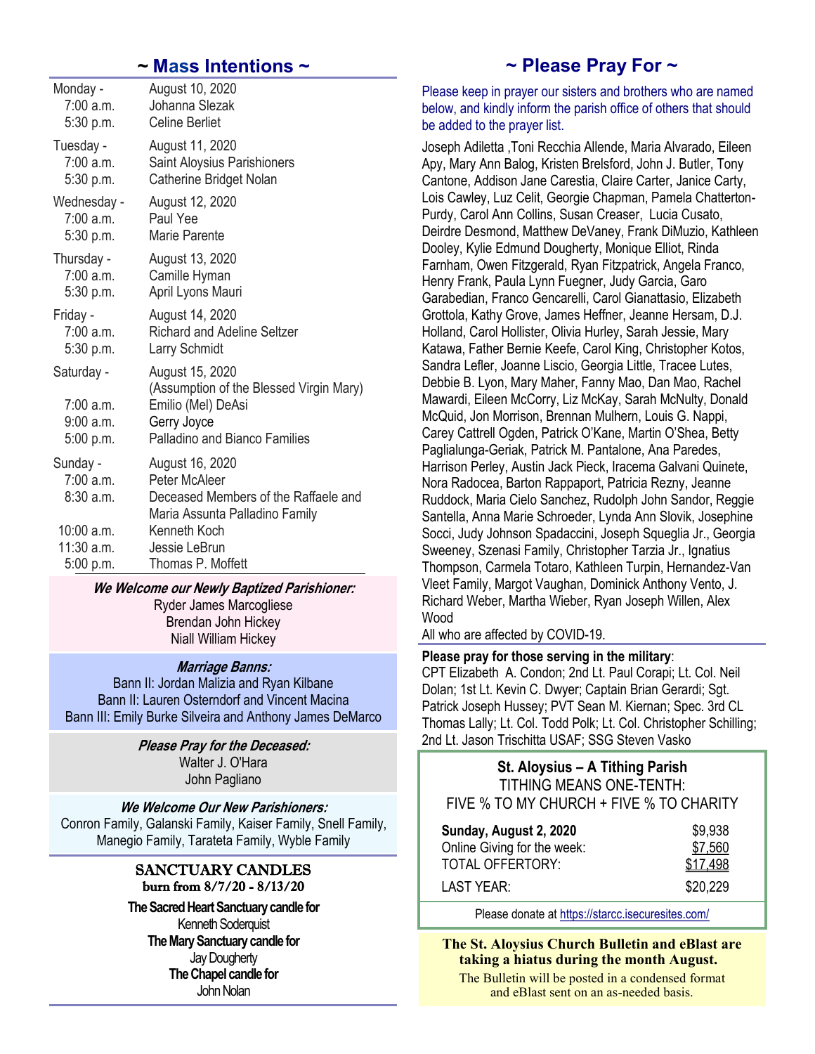## ~ Mass Intentions ~

| | |
|---|---|
| **Monday -** | August 10, 2020 |
| 7:00 a.m. | Johanna Slezak |
| 5:30 p.m. | Celine Berliet |
| **Tuesday -** | August 11, 2020 |
| 7:00 a.m. | Saint Aloysius Parishioners |
| 5:30 p.m. | Catherine Bridget Nolan |
| **Wednesday -** | August 12, 2020 |
| 7:00 a.m. | Paul Yee |
| 5:30 p.m. | Marie Parente |
| **Thursday -** | August 13, 2020 |
| 7:00 a.m. | Camille Hyman |
| 5:30 p.m. | April Lyons Mauri |
| **Friday -** | August 14, 2020 |
| 7:00 a.m. | Richard and Adeline Seltzer |
| 5:30 p.m. | Larry Schmidt |
| **Saturday -** | August 15, 2020 (Assumption of the Blessed Virgin Mary) |
| 7:00 a.m. | Emilio (Mel) DeAsi |
| 9:00 a.m. | Gerry Joyce |
| 5:00 p.m. | Palladino and Bianco Families |
| **Sunday -** | August 16, 2020 |
| 7:00 a.m. | Peter McAleer |
| 8:30 a.m. | Deceased Members of the Raffaele and Maria Assunta Palladino Family |
| 10:00 a.m. | Kenneth Koch |
| 11:30 a.m. | Jessie LeBrun |
| 5:00 p.m. | Thomas P. Moffett |

***We Welcome our Newly Baptized Parishioner:***

Ryder James Marcogliese
Brendan John Hickey
Niall William Hickey

***Marriage Banns:***

Bann II: Jordan Malizia and Ryan Kilbane
Bann II: Lauren Osterndorf and Vincent Macina
Bann III: Emily Burke Silveira and Anthony James DeMarco

***Please Pray for the Deceased:***

Walter J. O'Hara
John Pagliano

***We Welcome Our New Parishioners:***

Conron Family, Galanski Family, Kaiser Family, Snell Family, Manegio Family, Tarateta Family, Wyble Family

### SANCTUARY CANDLES
**burn from 8/7/20 - 8/13/20**

**The Sacred Heart Sanctuary candle for**
Kenneth Soderquist
**The Mary Sanctuary candle for**
Jay Dougherty
**The Chapel candle for**
John Nolan

## ~ Please Pray For ~

Please keep in prayer our sisters and brothers who are named below, and kindly inform the parish office of others that should be added to the prayer list.

Joseph Adiletta ,Toni Recchia Allende, Maria Alvarado, Eileen Apy, Mary Ann Balog, Kristen Brelsford, John J. Butler, Tony Cantone, Addison Jane Carestia, Claire Carter, Janice Carty, Lois Cawley, Luz Celit, Georgie Chapman, Pamela Chatterton-Purdy, Carol Ann Collins, Susan Creaser, Lucia Cusato, Deirdre Desmond, Matthew DeVaney, Frank DiMuzio, Kathleen Dooley, Kylie Edmund Dougherty, Monique Elliot, Rinda Farnham, Owen Fitzgerald, Ryan Fitzpatrick, Angela Franco, Henry Frank, Paula Lynn Fuegner, Judy Garcia, Garo Garabedian, Franco Gencarelli, Carol Gianattasio, Elizabeth Grottola, Kathy Grove, James Heffner, Jeanne Hersam, D.J. Holland, Carol Hollister, Olivia Hurley, Sarah Jessie, Mary Katawa, Father Bernie Keefe, Carol King, Christopher Kotos, Sandra Lefler, Joanne Liscio, Georgia Little, Tracee Lutes, Debbie B. Lyon, Mary Maher, Fanny Mao, Dan Mao, Rachel Mawardi, Eileen McCorry, Liz McKay, Sarah McNulty, Donald McQuid, Jon Morrison, Brennan Mulhern, Louis G. Nappi, Carey Cattrell Ogden, Patrick O'Kane, Martin O'Shea, Betty Paglialunga-Geriak, Patrick M. Pantalone, Ana Paredes, Harrison Perley, Austin Jack Pieck, Iracema Galvani Quinete, Nora Radocea, Barton Rappaport, Patricia Rezny, Jeanne Ruddock, Maria Cielo Sanchez, Rudolph John Sandor, Reggie Santella, Anna Marie Schroeder, Lynda Ann Slovik, Josephine Socci, Judy Johnson Spadaccini, Joseph Squeglia Jr., Georgia Sweeney, Szenasi Family, Christopher Tarzia Jr., Ignatius Thompson, Carmela Totaro, Kathleen Turpin, Hernandez-Van Vleet Family, Margot Vaughan, Dominick Anthony Vento, J. Richard Weber, Martha Wieber, Ryan Joseph Willen, Alex Wood
All who are affected by COVID-19.

**Please pray for those serving in the military**:
CPT Elizabeth A. Condon; 2nd Lt. Paul Corapi; Lt. Col. Neil Dolan; 1st Lt. Kevin C. Dwyer; Captain Brian Gerardi; Sgt. Patrick Joseph Hussey; PVT Sean M. Kiernan; Spec. 3rd CL Thomas Lally; Lt. Col. Todd Polk; Lt. Col. Christopher Schilling; 2nd Lt. Jason Trischitta USAF; SSG Steven Vasko

### St. Aloysius – A Tithing Parish
TITHING MEANS ONE-TENTH:
FIVE % TO MY CHURCH + FIVE % TO CHARITY

| | |
|---|---|
| **Sunday, August 2, 2020** | $9,938 |
| Online Giving for the week: | $7,560 |
| TOTAL OFFERTORY: | $17,498 |
| LAST YEAR: | $20,229 |

Please donate at https://starcc.isecuresites.com/

**The St. Aloysius Church Bulletin and eBlast are taking a hiatus during the month August.**

The Bulletin will be posted in a condensed format and eBlast sent on an as-needed basis.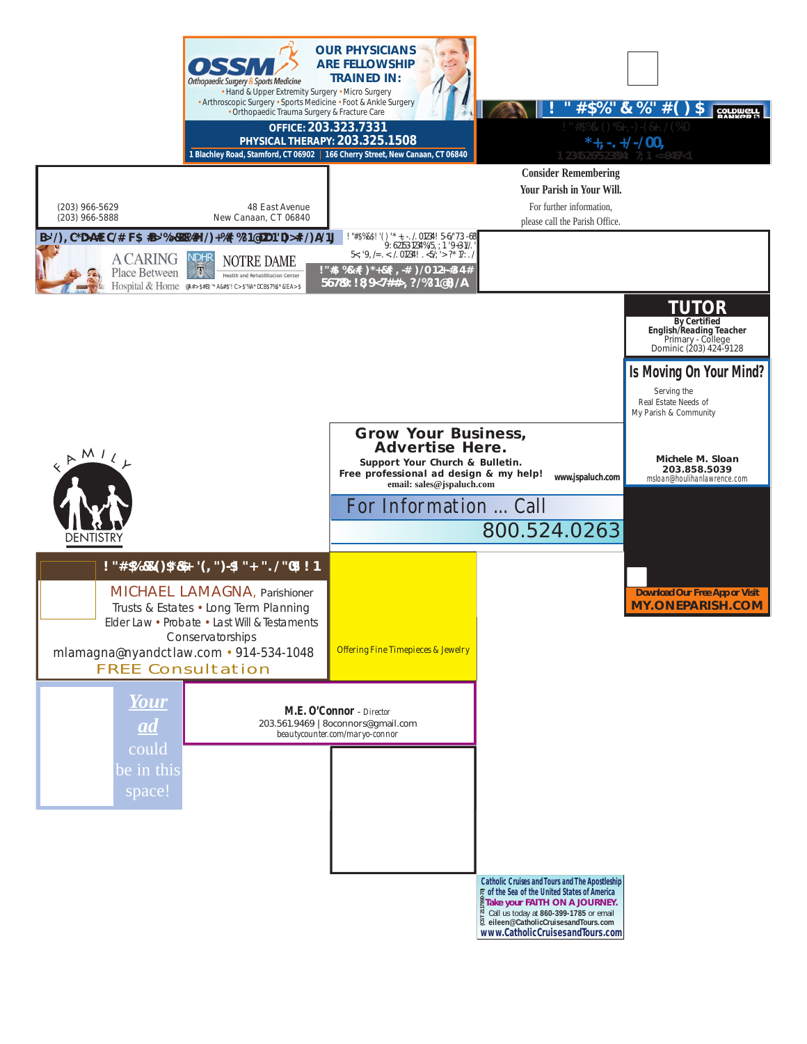**OSSM**
Orthopaedic Surgery & Sports Medicine

**OUR PHYSICIANS ARE FELLOWSHIP TRAINED IN:**
• Hand & Upper Extremity Surgery • Micro Surgery
• Arthroscopic Surgery • Sports Medicine • Foot & Ankle Surgery
• Orthopaedic Trauma Surgery & Fracture Care

**OFFICE: 203.323.7331**
**PHYSICAL THERAPY: 203.325.1508**
1 Blachley Road, Stamford, CT 06902 | 166 Cherry Street, New Canaan, CT 06840

COLDWELL BANKER

(203) 966-5629
(203) 966-5888

48 East Avenue
New Canaan, CT 06840

**Consider Remembering Your Parish in Your Will.**

For further information, please call the Parish Office.

A CARING Place Between Hospital & Home

NDHR NOTRE DAME
Health and Rehabilitation Center

# TUTOR
**By Certified English/Reading Teacher**
Primary - College
Dominic (203) 424-9128

## Is Moving On Your Mind?
Serving the Real Estate Needs of My Parish & Community

**Michele M. Sloan**
**203.858.5039**
msloan@houlihanlawrence.com

FAMILY DENTISTRY

## Grow Your Business, Advertise Here.
**Support Your Church & Bulletin.**
**Free professional ad design & my help!**
**email: sales@jspaluch.com**
**www.jspaluch.com**

For Information ... Call
800.524.0263

MICHAEL LAMAGNA, Parishioner
Trusts & Estates • Long Term Planning
Elder Law • Probate • Last Will & Testaments
Conservatorships
mlamagna@nyandctlaw.com • 914-534-1048
FREE Consultation

Offering Fine Timepieces & Jewelry

**Download Our Free App or Visit**
**MY.ONEPARISH.COM**

*Your ad* could be in this space!

**M.E. O'Connor** - Director
203.561.9469 | 8oconnors@gmail.com
beautycounter.com/maryo-connor

Catholic Cruises and Tours and The Apostleship of the Sea of the United States of America
**Take your FAITH ON A JOURNEY.**
Call us today at **860-399-1785** or email **eileen@CatholicCruisesandTours.com**
**www.CatholicCruisesandTours.com**
(CST 2137990-70)